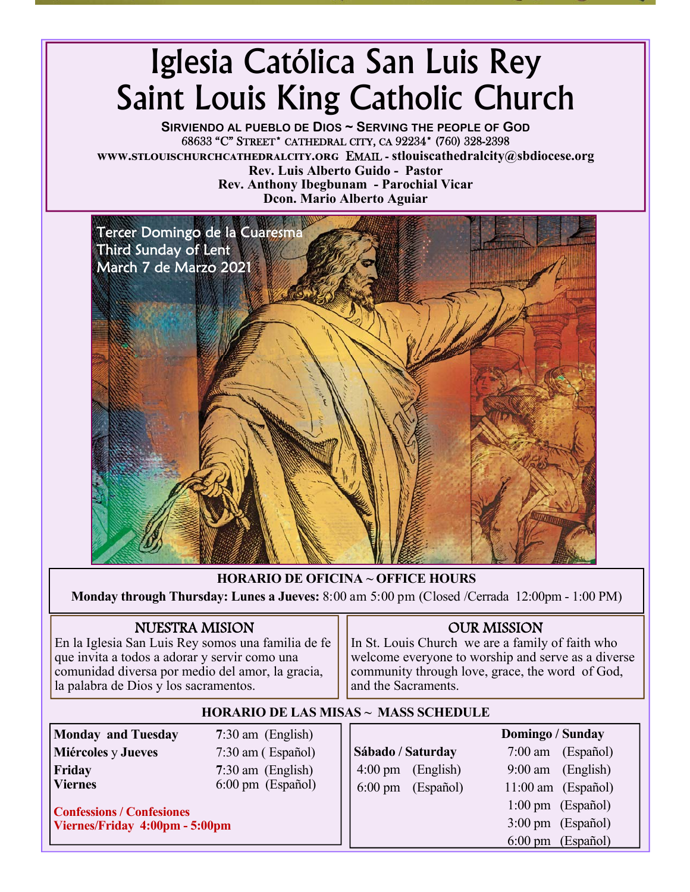# Iglesia Católica San Luis Rey
# Saint Louis King Catholic Church

**SIRVIENDO AL PUEBLO DE DIOS ~ SERVING THE PEOPLE OF GOD**

68633 "C" STREET* CATHEDRAL CITY, CA 92234* (760) 328-2398

WWW.STLOUISCHURCHCATHEDRALCITY.ORG EMAIL - stlouiscathedralcity@sbdiocese.org

**Rev. Luis Alberto Guido - Pastor**

**Rev. Anthony Ibegbunam - Parochial Vicar**

**Dcon. Mario Alberto Aguiar**

Tercer Domingo de la Cuaresma
Third Sunday of Lent
March 7 de Marzo 2021

## HORARIO DE OFICINA ~ OFFICE HOURS

**Monday through Thursday: Lunes a Jueves:** 8:00 am 5:00 pm (Closed /Cerrada 12:00pm - 1:00 PM)

## NUESTRA MISION

En la Iglesia San Luis Rey somos una familia de fe que invita a todos a adorar y servir como una comunidad diversa por medio del amor, la gracia, la palabra de Dios y los sacramentos.

## OUR MISSION

In St. Louis Church we are a family of faith who welcome everyone to worship and serve as a diverse community through love, grace, the word of God, and the Sacraments.

## HORARIO DE LAS MISAS ~ MASS SCHEDULE

| | |
|---|---|
| **Monday and Tuesday** | 7:30 am (English) |
| **Miércoles** y **Jueves** | 7:30 am ( Español) |
| **Friday** | 7:30 am (English) |
| **Viernes** | 6:00 pm (Español) |

**Confessions / Confesiones**
**Viernes/Friday 4:00pm - 5:00pm**

| Sábado / Saturday | Domingo / Sunday |
|---|---|
| 4:00 pm (English) | 7:00 am (Español) |
| 6:00 pm (Español) | 9:00 am (English) |
| | 11:00 am (Español) |
| | 1:00 pm (Español) |
| | 3:00 pm (Español) |
| | 6:00 pm (Español) |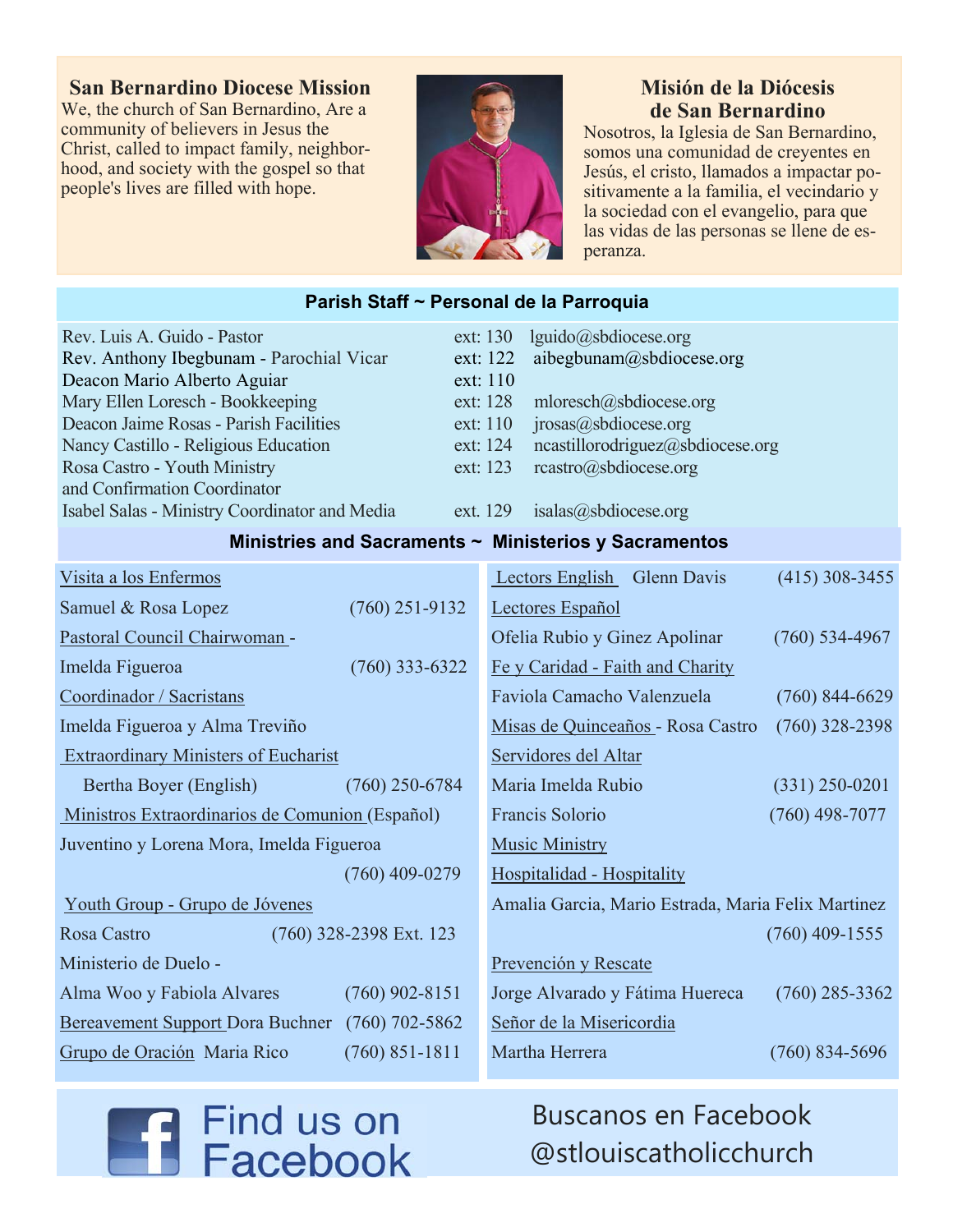## San Bernardino Diocese Mission

We, the church of San Bernardino, Are a community of believers in Jesus the Christ, called to impact family, neighborhood, and society with the gospel so that people's lives are filled with hope.

## Misión de la Diócesis de San Bernardino

Nosotros, la Iglesia de San Bernardino, somos una comunidad de creyentes en Jesús, el cristo, llamados a impactar positivamente a la familia, el vecindario y la sociedad con el evangelio, para que las vidas de las personas se llene de esperanza.

## Parish Staff ~ Personal de la Parroquia

| | | |
|---|---|---|
| Rev. Luis A. Guido - Pastor | ext: 130 | lguido@sbdiocese.org |
| Rev. Anthony Ibegbunam - Parochial Vicar | ext: 122 | aibegbunam@sbdiocese.org |
| Deacon Mario Alberto Aguiar | ext: 110 | |
| Mary Ellen Loresch - Bookkeeping | ext: 128 | mloresch@sbdiocese.org |
| Deacon Jaime Rosas - Parish Facilities | ext: 110 | jrosas@sbdiocese.org |
| Nancy Castillo - Religious Education | ext: 124 | ncastillorodriguez@sbdiocese.org |
| Rosa Castro - Youth Ministry and Confirmation Coordinator | ext: 123 | rcastro@sbdiocese.org |
| Isabel Salas - Ministry Coordinator and Media | ext. 129 | isalas@sbdiocese.org |

## Ministries and Sacraments ~ Ministerios y Sacramentos

Visita a los Enfermos
Samuel & Rosa Lopez (760) 251-9132

Pastoral Council Chairwoman -
Imelda Figueroa (760) 333-6322

Coordinador / Sacristans
Imelda Figueroa y Alma Treviño

Extraordinary Ministers of Eucharist
Bertha Boyer (English) (760) 250-6784

Ministros Extraordinarios de Comunion (Español)
Juventino y Lorena Mora, Imelda Figueroa (760) 409-0279

Youth Group - Grupo de Jóvenes
Rosa Castro (760) 328-2398 Ext. 123

Ministerio de Duelo -
Alma Woo y Fabiola Alvares (760) 902-8151

Bereavement Support Dora Buchner (760) 702-5862

Grupo de Oración Maria Rico (760) 851-1811

Lectors English Glenn Davis (415) 308-3455

Lectores Español
Ofelia Rubio y Ginez Apolinar (760) 534-4967

Fe y Caridad - Faith and Charity
Faviola Camacho Valenzuela (760) 844-6629

Misas de Quinceaños - Rosa Castro (760) 328-2398

Servidores del Altar
Maria Imelda Rubio (331) 250-0201
Francis Solorio (760) 498-7077

Music Ministry

Hospitalidad - Hospitality
Amalia Garcia, Mario Estrada, Maria Felix Martinez (760) 409-1555

Prevención y Rescate
Jorge Alvarado y Fátima Huereca (760) 285-3362

Señor de la Misericordia
Martha Herrera (760) 834-5696

Find us on Facebook

Buscanos en Facebook @stlouiscatholicchurch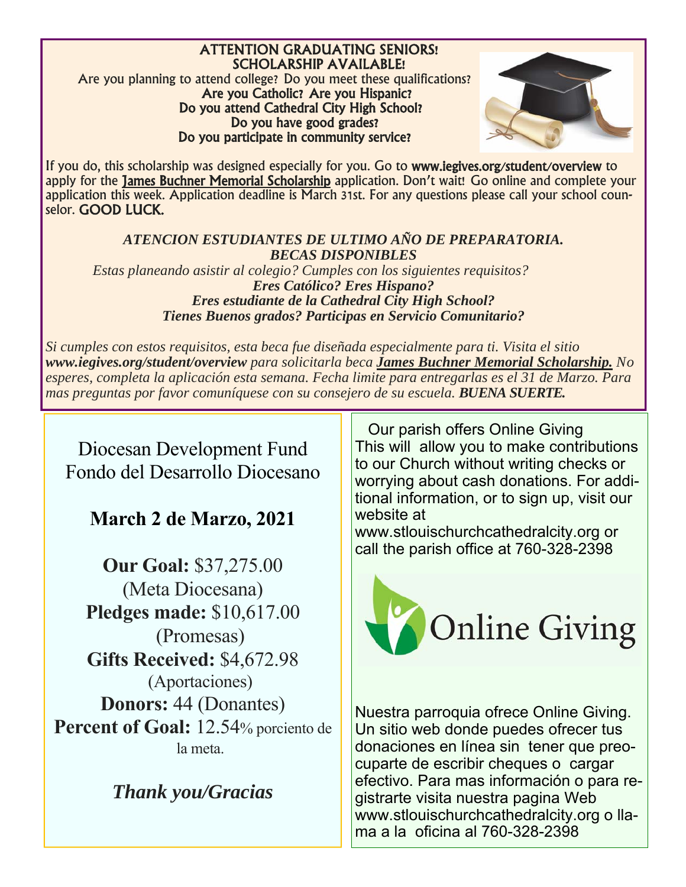**ATTENTION GRADUATING SENIORS!**
**SCHOLARSHIP AVAILABLE!**

Are you planning to attend college? Do you meet these qualifications?

**Are you Catholic? Are you Hispanic?**
**Do you attend Cathedral City High School?**
**Do you have good grades?**
**Do you participate in community service?**

If you do, this scholarship was designed especially for you. Go to **www.iegives.org/student/overview** to apply for the **James Buchner Memorial Scholarship** application. Don't wait! Go online and complete your application this week. Application deadline is March 31st. For any questions please call your school counselor. **GOOD LUCK.**

***ATENCION ESTUDIANTES DE ULTIMO AÑO DE PREPARATORIA.***
***BECAS DISPONIBLES***

*Estas planeando asistir al colegio? Cumples con los siguientes requisitos?*

***Eres Católico? Eres Hispano?***
***Eres estudiante de la Cathedral City High School?***
***Tienes Buenos grados? Participas en Servicio Comunitario?***

*Si cumples con estos requisitos, esta beca fue diseñada especialmente para ti. Visita el sitio **www.iegives.org/student/overview** para solicitarla beca **James Buchner Memorial Scholarship.** No esperes, completa la aplicación esta semana. Fecha limite para entregarlas es el 31 de Marzo. Para mas preguntas por favor comuníquese con su consejero de su escuela. **BUENA SUERTE.***

Diocesan Development Fund
Fondo del Desarrollo Diocesano

**March 2 de Marzo, 2021**

**Our Goal:** $37,275.00
(Meta Diocesana)
**Pledges made:** $10,617.00
(Promesas)
**Gifts Received:** $4,672.98
(Aportaciones)
**Donors:** 44 (Donantes)
**Percent of Goal:** 12.54% porciento de la meta.

***Thank you/Gracias***

Our parish offers Online Giving
This will allow you to make contributions to our Church without writing checks or worrying about cash donations. For additional information, or to sign up, visit our website at www.stlouischurchcathedralcity.org or call the parish office at 760-328-2398

Online Giving

Nuestra parroquia ofrece Online Giving. Un sitio web donde puedes ofrecer tus donaciones en línea sin tener que preocuparte de escribir cheques o cargar efectivo. Para mas información o para registrarte visita nuestra pagina Web www.stlouischurchcathedralcity.org o llama a la oficina al 760-328-2398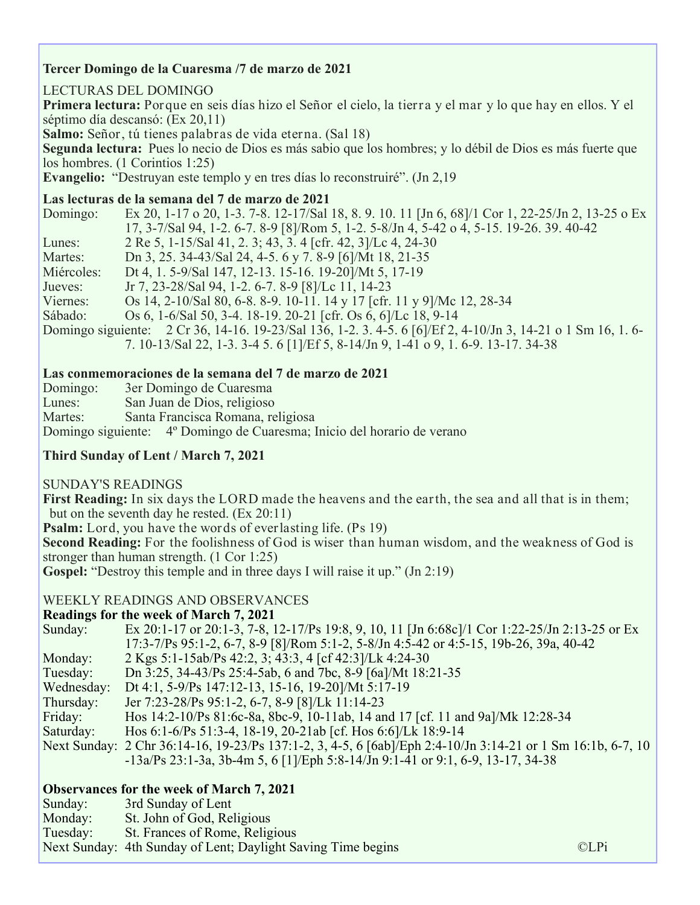**Tercer Domingo de la Cuaresma /7 de marzo de 2021**

LECTURAS DEL DOMINGO

**Primera lectura:** Porque en seis días hizo el Señor el cielo, la tierra y el mar y lo que hay en ellos. Y el séptimo día descansó: (Ex 20,11)

**Salmo:** Señor, tú tienes palabras de vida eterna. (Sal 18)

**Segunda lectura:** Pues lo necio de Dios es más sabio que los hombres; y lo débil de Dios es más fuerte que los hombres. (1 Corintios 1:25)

**Evangelio:** "Destruyan este templo y en tres días lo reconstruiré". (Jn 2,19

**Las lecturas de la semana del 7 de marzo de 2021**

Domingo: Ex 20, 1-17 o 20, 1-3. 7-8. 12-17/Sal 18, 8. 9. 10. 11 [Jn 6, 68]/1 Cor 1, 22-25/Jn 2, 13-25 o Ex 17, 3-7/Sal 94, 1-2. 6-7. 8-9 [8]/Rom 5, 1-2. 5-8/Jn 4, 5-42 o 4, 5-15. 19-26. 39. 40-42
Lunes: 2 Re 5, 1-15/Sal 41, 2. 3; 43, 3. 4 [cfr. 42, 3]/Lc 4, 24-30
Martes: Dn 3, 25. 34-43/Sal 24, 4-5. 6 y 7. 8-9 [6]/Mt 18, 21-35
Miércoles: Dt 4, 1. 5-9/Sal 147, 12-13. 15-16. 19-20]/Mt 5, 17-19
Jueves: Jr 7, 23-28/Sal 94, 1-2. 6-7. 8-9 [8]/Lc 11, 14-23
Viernes: Os 14, 2-10/Sal 80, 6-8. 8-9. 10-11. 14 y 17 [cfr. 11 y 9]/Mc 12, 28-34
Sábado: Os 6, 1-6/Sal 50, 3-4. 18-19. 20-21 [cfr. Os 6, 6]/Lc 18, 9-14
Domingo siguiente: 2 Cr 36, 14-16. 19-23/Sal 136, 1-2. 3. 4-5. 6 [6]/Ef 2, 4-10/Jn 3, 14-21 o 1 Sm 16, 1. 6-7. 10-13/Sal 22, 1-3. 3-4 5. 6 [1]/Ef 5, 8-14/Jn 9, 1-41 o 9, 1. 6-9. 13-17. 34-38

**Las conmemoraciones de la semana del 7 de marzo de 2021**

Domingo: 3er Domingo de Cuaresma
Lunes: San Juan de Dios, religioso
Martes: Santa Francisca Romana, religiosa
Domingo siguiente: 4º Domingo de Cuaresma; Inicio del horario de verano

**Third Sunday of Lent / March 7, 2021**

SUNDAY'S READINGS

**First Reading:** In six days the LORD made the heavens and the earth, the sea and all that is in them; but on the seventh day he rested. (Ex 20:11)

**Psalm:** Lord, you have the words of everlasting life. (Ps 19)

**Second Reading:** For the foolishness of God is wiser than human wisdom, and the weakness of God is stronger than human strength. (1 Cor 1:25)

**Gospel:** "Destroy this temple and in three days I will raise it up." (Jn 2:19)

WEEKLY READINGS AND OBSERVANCES

**Readings for the week of March 7, 2021**

Sunday: Ex 20:1-17 or 20:1-3, 7-8, 12-17/Ps 19:8, 9, 10, 11 [Jn 6:68c]/1 Cor 1:22-25/Jn 2:13-25 or Ex 17:3-7/Ps 95:1-2, 6-7, 8-9 [8]/Rom 5:1-2, 5-8/Jn 4:5-42 or 4:5-15, 19b-26, 39a, 40-42
Monday: 2 Kgs 5:1-15ab/Ps 42:2, 3; 43:3, 4 [cf 42:3]/Lk 4:24-30
Tuesday: Dn 3:25, 34-43/Ps 25:4-5ab, 6 and 7bc, 8-9 [6a]/Mt 18:21-35
Wednesday: Dt 4:1, 5-9/Ps 147:12-13, 15-16, 19-20]/Mt 5:17-19
Thursday: Jer 7:23-28/Ps 95:1-2, 6-7, 8-9 [8]/Lk 11:14-23
Friday: Hos 14:2-10/Ps 81:6c-8a, 8bc-9, 10-11ab, 14 and 17 [cf. 11 and 9a]/Mk 12:28-34
Saturday: Hos 6:1-6/Ps 51:3-4, 18-19, 20-21ab [cf. Hos 6:6]/Lk 18:9-14
Next Sunday: 2 Chr 36:14-16, 19-23/Ps 137:1-2, 3, 4-5, 6 [6ab]/Eph 2:4-10/Jn 3:14-21 or 1 Sm 16:1b, 6-7, 10-13a/Ps 23:1-3a, 3b-4m 5, 6 [1]/Eph 5:8-14/Jn 9:1-41 or 9:1, 6-9, 13-17, 34-38

**Observances for the week of March 7, 2021**

Sunday: 3rd Sunday of Lent
Monday: St. John of God, Religious
Tuesday: St. Frances of Rome, Religious
Next Sunday: 4th Sunday of Lent; Daylight Saving Time begins

©LPi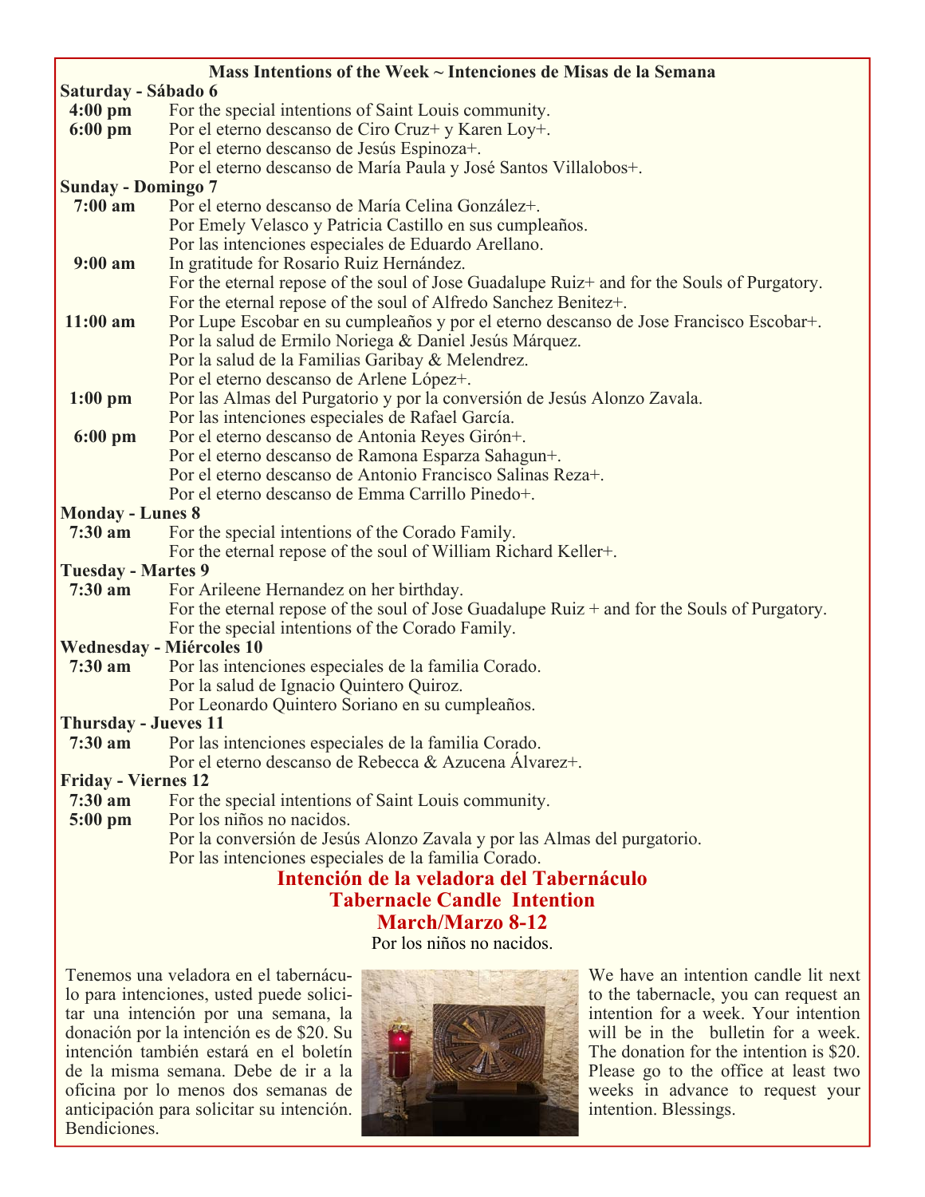## Mass Intentions of the Week ~ Intenciones de Misas de la Semana

**Saturday - Sábado 6**

**4:00 pm** For the special intentions of Saint Louis community.

**6:00 pm** Por el eterno descanso de Ciro Cruz+ y Karen Loy+.
Por el eterno descanso de Jesús Espinoza+.
Por el eterno descanso de María Paula y José Santos Villalobos+.

**Sunday - Domingo 7**

**7:00 am** Por el eterno descanso de María Celina González+.
Por Emely Velasco y Patricia Castillo en sus cumpleaños.
Por las intenciones especiales de Eduardo Arellano.

**9:00 am** In gratitude for Rosario Ruiz Hernández.
For the eternal repose of the soul of Jose Guadalupe Ruiz+ and for the Souls of Purgatory.
For the eternal repose of the soul of Alfredo Sanchez Benitez+.

**11:00 am** Por Lupe Escobar en su cumpleaños y por el eterno descanso de Jose Francisco Escobar+.
Por la salud de Ermilo Noriega & Daniel Jesús Márquez.
Por la salud de la Familias Garibay & Melendrez.
Por el eterno descanso de Arlene López+.

**1:00 pm** Por las Almas del Purgatorio y por la conversión de Jesús Alonzo Zavala.
Por las intenciones especiales de Rafael García.

**6:00 pm** Por el eterno descanso de Antonia Reyes Girón+.
Por el eterno descanso de Ramona Esparza Sahagun+.
Por el eterno descanso de Antonio Francisco Salinas Reza+.
Por el eterno descanso de Emma Carrillo Pinedo+.

**Monday - Lunes 8**

**7:30 am** For the special intentions of the Corado Family.
For the eternal repose of the soul of William Richard Keller+.

**Tuesday - Martes 9**

**7:30 am** For Arileene Hernandez on her birthday.
For the eternal repose of the soul of Jose Guadalupe Ruiz + and for the Souls of Purgatory.
For the special intentions of the Corado Family.

**Wednesday - Miércoles 10**

**7:30 am** Por las intenciones especiales de la familia Corado.
Por la salud de Ignacio Quintero Quiroz.
Por Leonardo Quintero Soriano en su cumpleaños.

**Thursday - Jueves 11**

**7:30 am** Por las intenciones especiales de la familia Corado.
Por el eterno descanso de Rebecca & Azucena Álvarez+.

**Friday - Viernes 12**

**7:30 am** For the special intentions of Saint Louis community.

**5:00 pm** Por los niños no nacidos.
Por la conversión de Jesús Alonzo Zavala y por las Almas del purgatorio.
Por las intenciones especiales de la familia Corado.

## Intención de la veladora del Tabernáculo
## Tabernacle Candle Intention
## March/Marzo 8-12

Por los niños no nacidos.

Tenemos una veladora en el tabernáculo para intenciones, usted puede solicitar una intención por una semana, la donación por la intención es de $20. Su intención también estará en el boletín de la misma semana. Debe de ir a la oficina por lo menos dos semanas de anticipación para solicitar su intención. Bendiciones.

We have an intention candle lit next to the tabernacle, you can request an intention for a week. Your intention will be in the bulletin for a week. The donation for the intention is $20. Please go to the office at least two weeks in advance to request your intention. Blessings.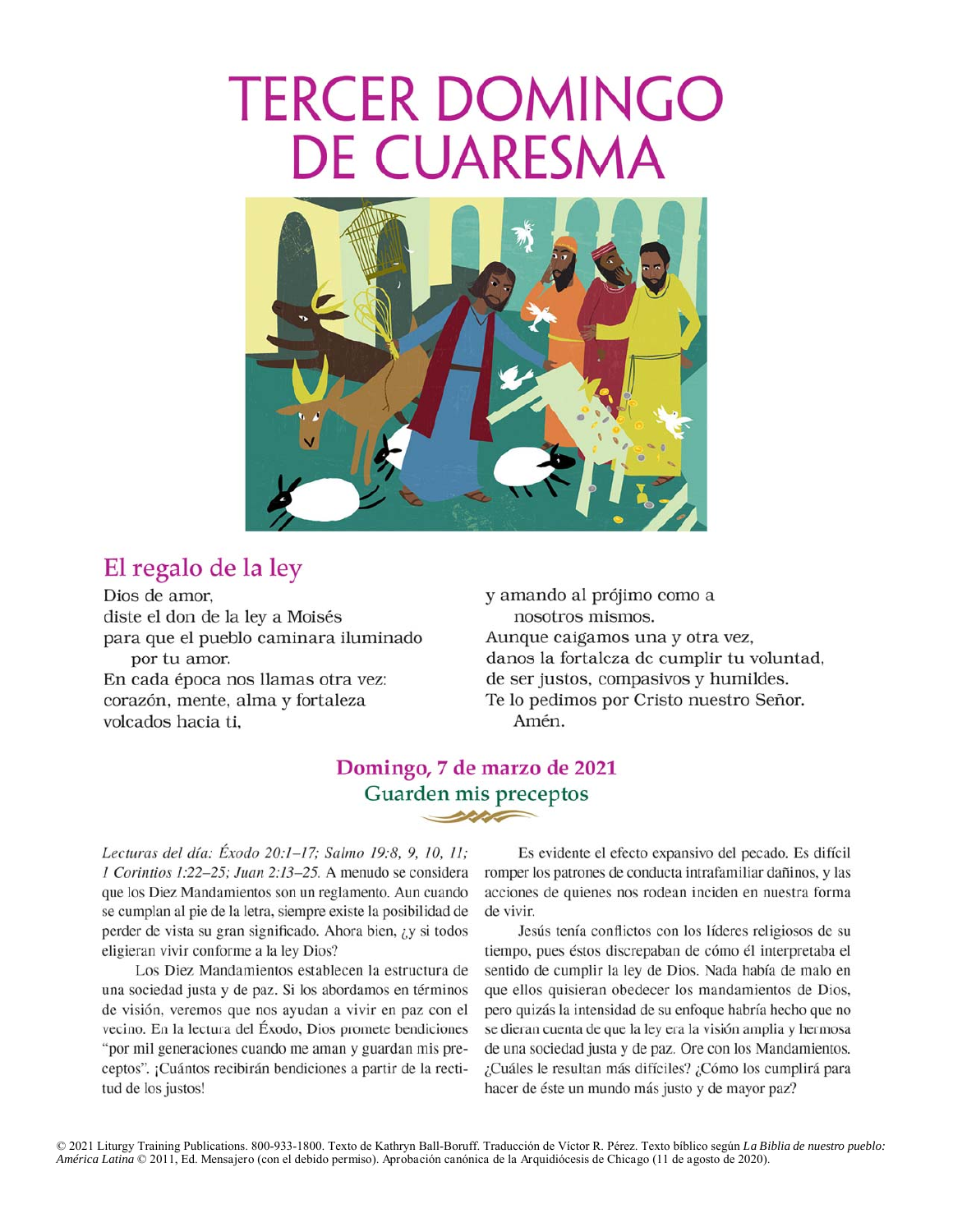# TERCER DOMINGO DE CUARESMA

## El regalo de la ley

Dios de amor,
diste el don de la ley a Moisés
para que el pueblo caminara iluminado
por tu amor.
En cada época nos llamas otra vez:
corazón, mente, alma y fortaleza
volcados hacia ti,
y amando al prójimo como a
nosotros mismos.
Aunque caigamos una y otra vez,
danos la fortaleza de cumplir tu voluntad,
de ser justos, compasivos y humildes.
Te lo pedimos por Cristo nuestro Señor.
Amén.

### Domingo, 7 de marzo de 2021
### Guarden mis preceptos

*Lecturas del día: Éxodo 20:1–17; Salmo 19:8, 9, 10, 11; 1 Corintios 1:22–25; Juan 2:13–25.* A menudo se considera que los Diez Mandamientos son un reglamento. Aun cuando se cumplan al pie de la letra, siempre existe la posibilidad de perder de vista su gran significado. Ahora bien, ¿y si todos eligieran vivir conforme a la ley Dios?

Los Diez Mandamientos establecen la estructura de una sociedad justa y de paz. Si los abordamos en términos de visión, veremos que nos ayudan a vivir en paz con el vecino. En la lectura del Éxodo, Dios promete bendiciones "por mil generaciones cuando me aman y guardan mis preceptos". ¡Cuántos recibirán bendiciones a partir de la rectitud de los justos!

Es evidente el efecto expansivo del pecado. Es difícil romper los patrones de conducta intrafamiliar dañinos, y las acciones de quienes nos rodean inciden en nuestra forma de vivir.

Jesús tenía conflictos con los líderes religiosos de su tiempo, pues éstos discrepaban de cómo él interpretaba el sentido de cumplir la ley de Dios. Nada había de malo en que ellos quisieran obedecer los mandamientos de Dios, pero quizás la intensidad de su enfoque habría hecho que no se dieran cuenta de que la ley era la visión amplia y hermosa de una sociedad justa y de paz. Ore con los Mandamientos. ¿Cuáles le resultan más difíciles? ¿Cómo los cumplirá para hacer de éste un mundo más justo y de mayor paz?

© 2021 Liturgy Training Publications. 800-933-1800. Texto de Kathryn Ball-Boruff. Traducción de Víctor R. Pérez. Texto bíblico según *La Biblia de nuestro pueblo: América Latina* © 2011, Ed. Mensajero (con el debido permiso). Aprobación canónica de la Arquidiócesis de Chicago (11 de agosto de 2020).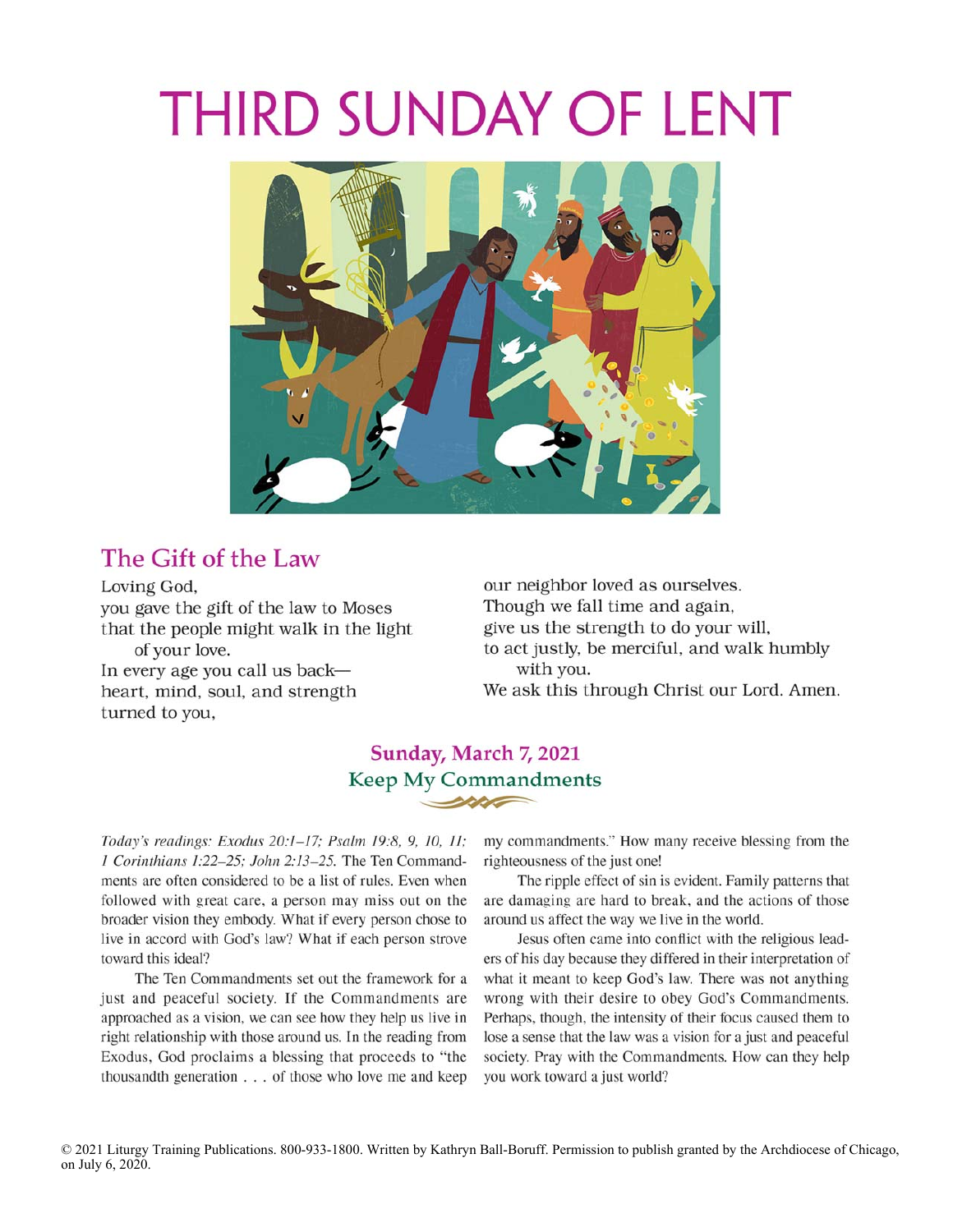# THIRD SUNDAY OF LENT

## The Gift of the Law

Loving God,
you gave the gift of the law to Moses
that the people might walk in the light
of your love.
In every age you call us back—
heart, mind, soul, and strength
turned to you,
our neighbor loved as ourselves.
Though we fall time and again,
give us the strength to do your will,
to act justly, be merciful, and walk humbly
with you.
We ask this through Christ our Lord. Amen.

### Sunday, March 7, 2021
### Keep My Commandments

*Today's readings: Exodus 20:1–17; Psalm 19:8, 9, 10, 11; 1 Corinthians 1:22–25; John 2:13–25.* The Ten Commandments are often considered to be a list of rules. Even when followed with great care, a person may miss out on the broader vision they embody. What if every person chose to live in accord with God's law? What if each person strove toward this ideal?

The Ten Commandments set out the framework for a just and peaceful society. If the Commandments are approached as a vision, we can see how they help us live in right relationship with those around us. In the reading from Exodus, God proclaims a blessing that proceeds to "the thousandth generation . . . of those who love me and keep my commandments." How many receive blessing from the righteousness of the just one!

The ripple effect of sin is evident. Family patterns that are damaging are hard to break, and the actions of those around us affect the way we live in the world.

Jesus often came into conflict with the religious leaders of his day because they differed in their interpretation of what it meant to keep God's law. There was not anything wrong with their desire to obey God's Commandments. Perhaps, though, the intensity of their focus caused them to lose a sense that the law was a vision for a just and peaceful society. Pray with the Commandments. How can they help you work toward a just world?

© 2021 Liturgy Training Publications. 800-933-1800. Written by Kathryn Ball-Boruff. Permission to publish granted by the Archdiocese of Chicago, on July 6, 2020.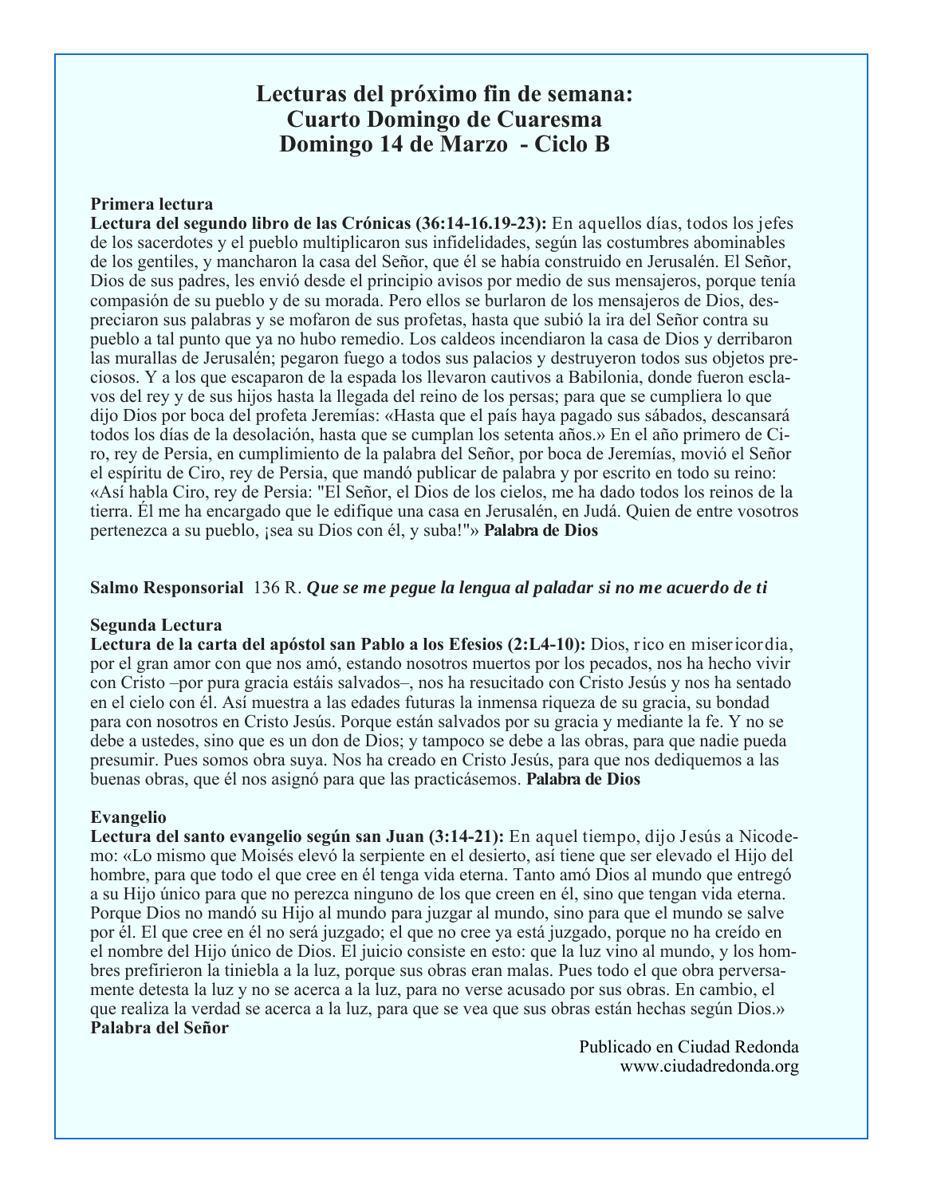# Lecturas del próximo fin de semana:
# Cuarto Domingo de Cuaresma
# Domingo 14 de Marzo - Ciclo B

**Primera lectura**

**Lectura del segundo libro de las Crónicas (36:14-16.19-23):** En aquellos días, todos los jefes de los sacerdotes y el pueblo multiplicaron sus infidelidades, según las costumbres abominables de los gentiles, y mancharon la casa del Señor, que él se había construido en Jerusalén. El Señor, Dios de sus padres, les envió desde el principio avisos por medio de sus mensajeros, porque tenía compasión de su pueblo y de su morada. Pero ellos se burlaron de los mensajeros de Dios, despreciaron sus palabras y se mofaron de sus profetas, hasta que subió la ira del Señor contra su pueblo a tal punto que ya no hubo remedio. Los caldeos incendiaron la casa de Dios y derribaron las murallas de Jerusalén; pegaron fuego a todos sus palacios y destruyeron todos sus objetos preciosos. Y a los que escaparon de la espada los llevaron cautivos a Babilonia, donde fueron esclavos del rey y de sus hijos hasta la llegada del reino de los persas; para que se cumpliera lo que dijo Dios por boca del profeta Jeremías: «Hasta que el país haya pagado sus sábados, descansará todos los días de la desolación, hasta que se cumplan los setenta años.» En el año primero de Ciro, rey de Persia, en cumplimiento de la palabra del Señor, por boca de Jeremías, movió el Señor el espíritu de Ciro, rey de Persia, que mandó publicar de palabra y por escrito en todo su reino: «Así habla Ciro, rey de Persia: "El Señor, el Dios de los cielos, me ha dado todos los reinos de la tierra. Él me ha encargado que le edifique una casa en Jerusalén, en Judá. Quien de entre vosotros pertenezca a su pueblo, ¡sea su Dios con él, y suba!"» **Palabra de Dios**

**Salmo Responsorial** 136 R. ***Que se me pegue la lengua al paladar si no me acuerdo de ti***

**Segunda Lectura**

**Lectura de la carta del apóstol san Pablo a los Efesios (2:L4-10):** Dios, rico en misericordia, por el gran amor con que nos amó, estando nosotros muertos por los pecados, nos ha hecho vivir con Cristo –por pura gracia estáis salvados–, nos ha resucitado con Cristo Jesús y nos ha sentado en el cielo con él. Así muestra a las edades futuras la inmensa riqueza de su gracia, su bondad para con nosotros en Cristo Jesús. Porque están salvados por su gracia y mediante la fe. Y no se debe a ustedes, sino que es un don de Dios; y tampoco se debe a las obras, para que nadie pueda presumir. Pues somos obra suya. Nos ha creado en Cristo Jesús, para que nos dediquemos a las buenas obras, que él nos asignó para que las practicásemos. **Palabra de Dios**

**Evangelio**

**Lectura del santo evangelio según san Juan (3:14-21):** En aquel tiempo, dijo Jesús a Nicodemo: «Lo mismo que Moisés elevó la serpiente en el desierto, así tiene que ser elevado el Hijo del hombre, para que todo el que cree en él tenga vida eterna. Tanto amó Dios al mundo que entregó a su Hijo único para que no perezca ninguno de los que creen en él, sino que tengan vida eterna. Porque Dios no mandó su Hijo al mundo para juzgar al mundo, sino para que el mundo se salve por él. El que cree en él no será juzgado; el que no cree ya está juzgado, porque no ha creído en el nombre del Hijo único de Dios. El juicio consiste en esto: que la luz vino al mundo, y los hombres prefirieron la tiniebla a la luz, porque sus obras eran malas. Pues todo el que obra perversamente detesta la luz y no se acerca a la luz, para no verse acusado por sus obras. En cambio, el que realiza la verdad se acerca a la luz, para que se vea que sus obras están hechas según Dios.» **Palabra del Señor**

Publicado en Ciudad Redonda
www.ciudadredonda.org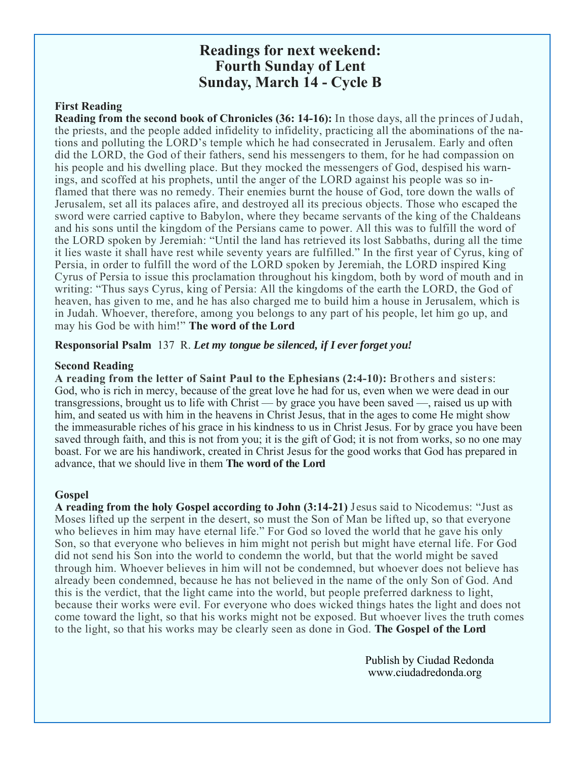# Readings for next weekend: Fourth Sunday of Lent Sunday, March 14 - Cycle B

**First Reading**

**Reading from the second book of Chronicles (36: 14-16):** In those days, all the princes of Judah, the priests, and the people added infidelity to infidelity, practicing all the abominations of the nations and polluting the LORD's temple which he had consecrated in Jerusalem. Early and often did the LORD, the God of their fathers, send his messengers to them, for he had compassion on his people and his dwelling place. But they mocked the messengers of God, despised his warnings, and scoffed at his prophets, until the anger of the LORD against his people was so inflamed that there was no remedy. Their enemies burnt the house of God, tore down the walls of Jerusalem, set all its palaces afire, and destroyed all its precious objects. Those who escaped the sword were carried captive to Babylon, where they became servants of the king of the Chaldeans and his sons until the kingdom of the Persians came to power. All this was to fulfill the word of the LORD spoken by Jeremiah: "Until the land has retrieved its lost Sabbaths, during all the time it lies waste it shall have rest while seventy years are fulfilled." In the first year of Cyrus, king of Persia, in order to fulfill the word of the LORD spoken by Jeremiah, the LORD inspired King Cyrus of Persia to issue this proclamation throughout his kingdom, both by word of mouth and in writing: "Thus says Cyrus, king of Persia: All the kingdoms of the earth the LORD, the God of heaven, has given to me, and he has also charged me to build him a house in Jerusalem, which is in Judah. Whoever, therefore, among you belongs to any part of his people, let him go up, and may his God be with him!" **The word of the Lord**

**Responsorial Psalm** 137 R. ***Let my tongue be silenced, if I ever forget you!***

**Second Reading**

**A reading from the letter of Saint Paul to the Ephesians (2:4-10):** Brothers and sisters: God, who is rich in mercy, because of the great love he had for us, even when we were dead in our transgressions, brought us to life with Christ — by grace you have been saved —, raised us up with him, and seated us with him in the heavens in Christ Jesus, that in the ages to come He might show the immeasurable riches of his grace in his kindness to us in Christ Jesus. For by grace you have been saved through faith, and this is not from you; it is the gift of God; it is not from works, so no one may boast. For we are his handiwork, created in Christ Jesus for the good works that God has prepared in advance, that we should live in them **The word of the Lord**

**Gospel**

**A reading from the holy Gospel according to John (3:14-21)** Jesus said to Nicodemus: "Just as Moses lifted up the serpent in the desert, so must the Son of Man be lifted up, so that everyone who believes in him may have eternal life." For God so loved the world that he gave his only Son, so that everyone who believes in him might not perish but might have eternal life. For God did not send his Son into the world to condemn the world, but that the world might be saved through him. Whoever believes in him will not be condemned, but whoever does not believe has already been condemned, because he has not believed in the name of the only Son of God. And this is the verdict, that the light came into the world, but people preferred darkness to light, because their works were evil. For everyone who does wicked things hates the light and does not come toward the light, so that his works might not be exposed. But whoever lives the truth comes to the light, so that his works may be clearly seen as done in God. **The Gospel of the Lord**

Publish by Ciudad Redonda
www.ciudadredonda.org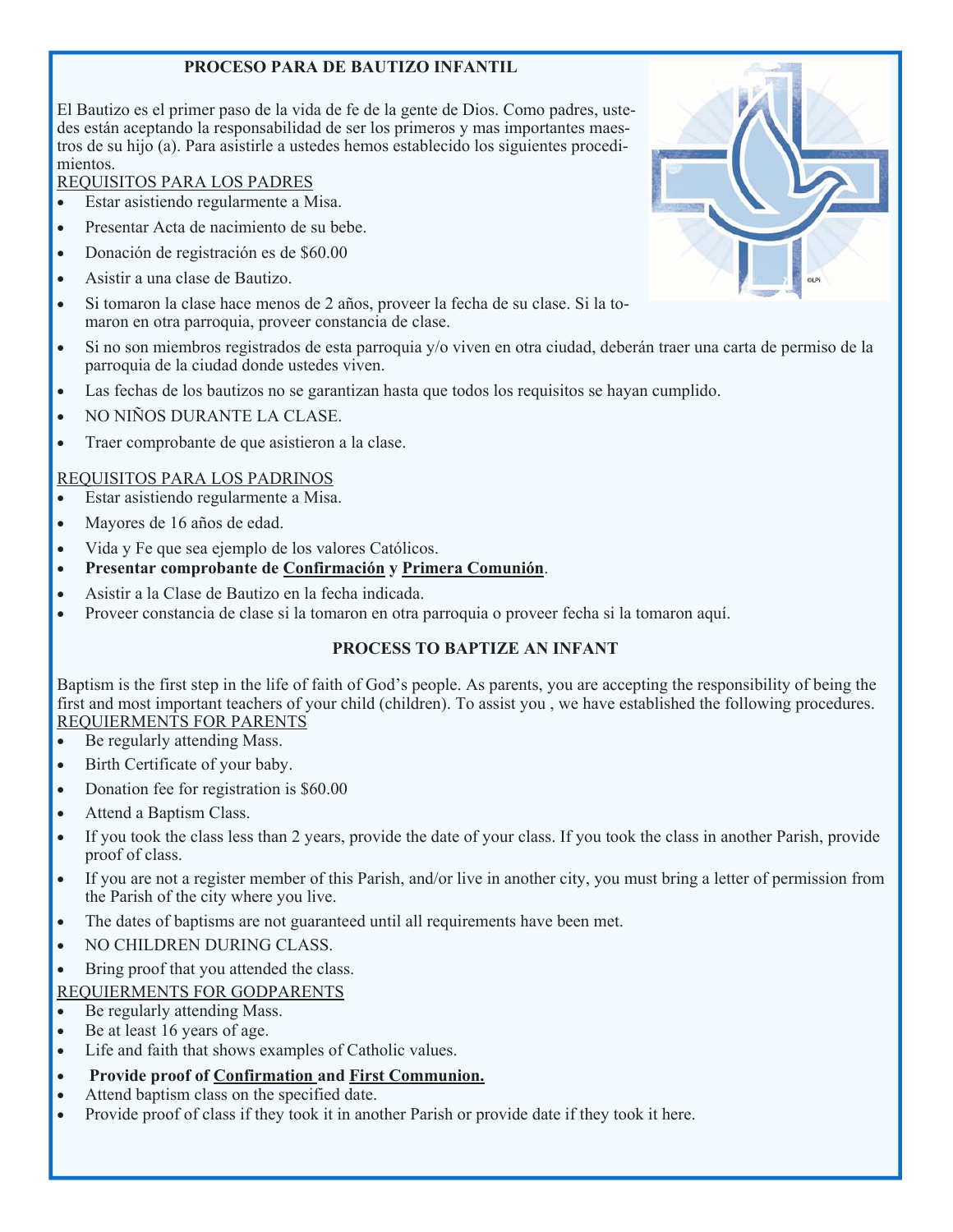## PROCESO PARA DE BAUTIZO INFANTIL

El Bautizo es el primer paso de la vida de fe de la gente de Dios. Como padres, ustedes están aceptando la responsabilidad de ser los primeros y mas importantes maestros de su hijo (a). Para asistirle a ustedes hemos establecido los siguientes procedimientos.

REQUISITOS PARA LOS PADRES

- Estar asistiendo regularmente a Misa.
- Presentar Acta de nacimiento de su bebe.
- Donación de registración es de $60.00
- Asistir a una clase de Bautizo.
- Si tomaron la clase hace menos de 2 años, proveer la fecha de su clase. Si la tomaron en otra parroquia, proveer constancia de clase.
- Si no son miembros registrados de esta parroquia y/o viven en otra ciudad, deberán traer una carta de permiso de la parroquia de la ciudad donde ustedes viven.
- Las fechas de los bautizos no se garantizan hasta que todos los requisitos se hayan cumplido.
- NO NIÑOS DURANTE LA CLASE.
- Traer comprobante de que asistieron a la clase.

REQUISITOS PARA LOS PADRINOS

- Estar asistiendo regularmente a Misa.
- Mayores de 16 años de edad.
- Vida y Fe que sea ejemplo de los valores Católicos.
- **Presentar comprobante de Confirmación y Primera Comunión**.
- Asistir a la Clase de Bautizo en la fecha indicada.
- Proveer constancia de clase si la tomaron en otra parroquia o proveer fecha si la tomaron aquí.

## PROCESS TO BAPTIZE AN INFANT

Baptism is the first step in the life of faith of God's people. As parents, you are accepting the responsibility of being the first and most important teachers of your child (children). To assist you , we have established the following procedures.

REQUIERMENTS FOR PARENTS

- Be regularly attending Mass.
- Birth Certificate of your baby.
- Donation fee for registration is $60.00
- Attend a Baptism Class.
- If you took the class less than 2 years, provide the date of your class. If you took the class in another Parish, provide proof of class.
- If you are not a register member of this Parish, and/or live in another city, you must bring a letter of permission from the Parish of the city where you live.
- The dates of baptisms are not guaranteed until all requirements have been met.
- NO CHILDREN DURING CLASS.
- Bring proof that you attended the class.

REQUIERMENTS FOR GODPARENTS

- Be regularly attending Mass.
- Be at least 16 years of age.
- Life and faith that shows examples of Catholic values.
- **Provide proof of Confirmation and First Communion.**
- Attend baptism class on the specified date.
- Provide proof of class if they took it in another Parish or provide date if they took it here.